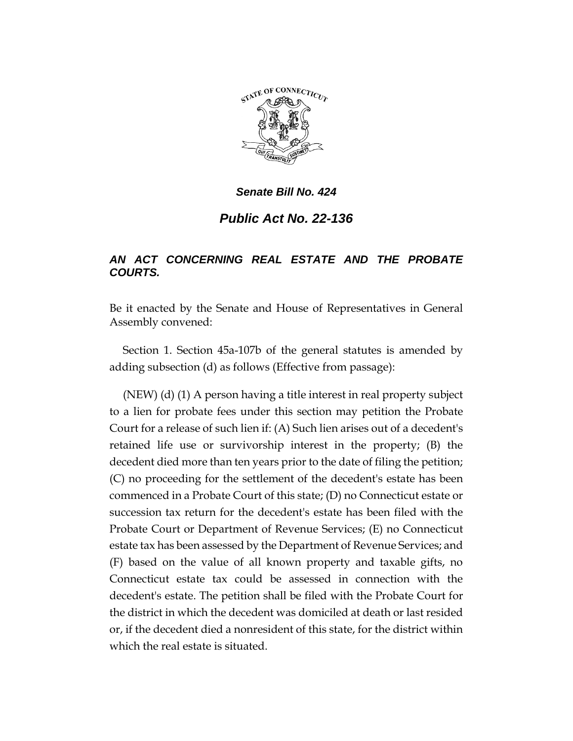***Senate Bill No. 424***

# *Public Act No. 22-136*

### *AN ACT CONCERNING REAL ESTATE AND THE PROBATE COURTS.*

Be it enacted by the Senate and House of Representatives in General Assembly convened:

Section 1. Section 45a-107b of the general statutes is amended by adding subsection (d) as follows (Effective from passage):

(NEW) (d) (1) A person having a title interest in real property subject to a lien for probate fees under this section may petition the Probate Court for a release of such lien if: (A) Such lien arises out of a decedent's retained life use or survivorship interest in the property; (B) the decedent died more than ten years prior to the date of filing the petition; (C) no proceeding for the settlement of the decedent's estate has been commenced in a Probate Court of this state; (D) no Connecticut estate or succession tax return for the decedent's estate has been filed with the Probate Court or Department of Revenue Services; (E) no Connecticut estate tax has been assessed by the Department of Revenue Services; and (F) based on the value of all known property and taxable gifts, no Connecticut estate tax could be assessed in connection with the decedent's estate. The petition shall be filed with the Probate Court for the district in which the decedent was domiciled at death or last resided or, if the decedent died a nonresident of this state, for the district within which the real estate is situated.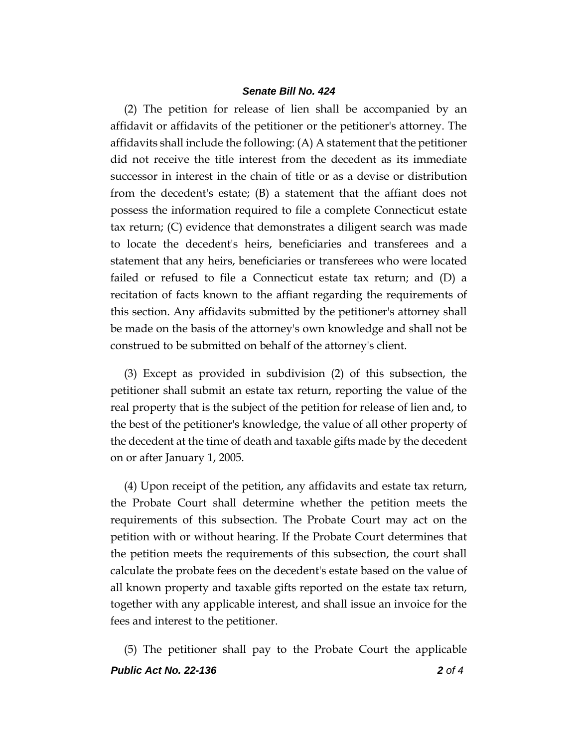(2) The petition for release of lien shall be accompanied by an affidavit or affidavits of the petitioner or the petitioner's attorney. The affidavits shall include the following: (A) A statement that the petitioner did not receive the title interest from the decedent as its immediate successor in interest in the chain of title or as a devise or distribution from the decedent's estate; (B) a statement that the affiant does not possess the information required to file a complete Connecticut estate tax return; (C) evidence that demonstrates a diligent search was made to locate the decedent's heirs, beneficiaries and transferees and a statement that any heirs, beneficiaries or transferees who were located failed or refused to file a Connecticut estate tax return; and (D) a recitation of facts known to the affiant regarding the requirements of this section. Any affidavits submitted by the petitioner's attorney shall be made on the basis of the attorney's own knowledge and shall not be construed to be submitted on behalf of the attorney's client.

(3) Except as provided in subdivision (2) of this subsection, the petitioner shall submit an estate tax return, reporting the value of the real property that is the subject of the petition for release of lien and, to the best of the petitioner's knowledge, the value of all other property of the decedent at the time of death and taxable gifts made by the decedent on or after January 1, 2005.

(4) Upon receipt of the petition, any affidavits and estate tax return, the Probate Court shall determine whether the petition meets the requirements of this subsection. The Probate Court may act on the petition with or without hearing. If the Probate Court determines that the petition meets the requirements of this subsection, the court shall calculate the probate fees on the decedent's estate based on the value of all known property and taxable gifts reported on the estate tax return, together with any applicable interest, and shall issue an invoice for the fees and interest to the petitioner.

(5) The petitioner shall pay to the Probate Court the applicable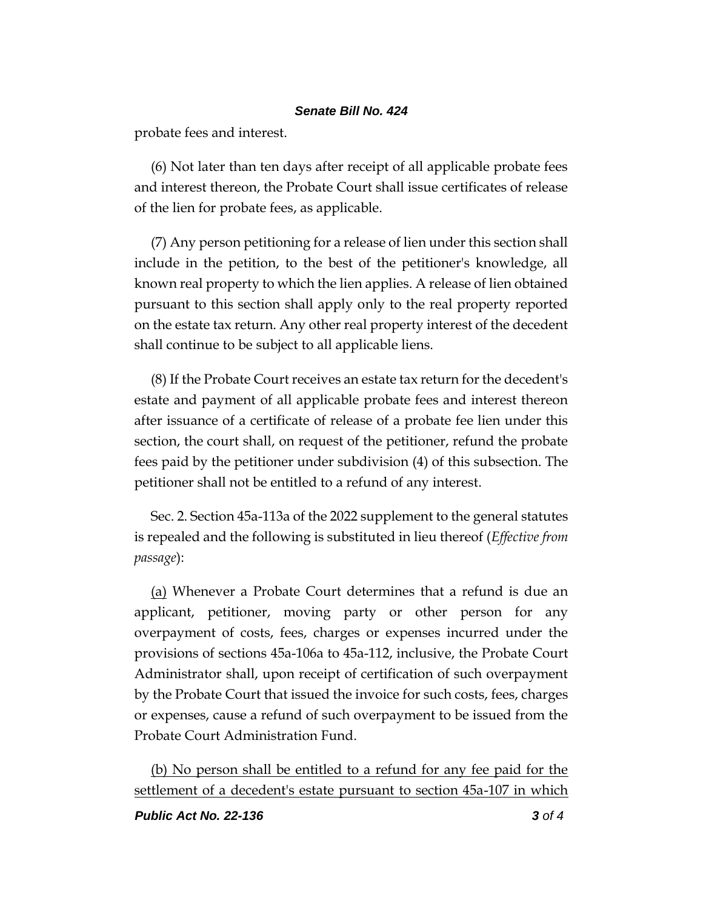probate fees and interest.

(6) Not later than ten days after receipt of all applicable probate fees and interest thereon, the Probate Court shall issue certificates of release of the lien for probate fees, as applicable.

(7) Any person petitioning for a release of lien under this section shall include in the petition, to the best of the petitioner's knowledge, all known real property to which the lien applies. A release of lien obtained pursuant to this section shall apply only to the real property reported on the estate tax return. Any other real property interest of the decedent shall continue to be subject to all applicable liens.

(8) If the Probate Court receives an estate tax return for the decedent's estate and payment of all applicable probate fees and interest thereon after issuance of a certificate of release of a probate fee lien under this section, the court shall, on request of the petitioner, refund the probate fees paid by the petitioner under subdivision (4) of this subsection. The petitioner shall not be entitled to a refund of any interest.

Sec. 2. Section 45a-113a of the 2022 supplement to the general statutes is repealed and the following is substituted in lieu thereof (*Effective from passage*):

<u>(a)</u> Whenever a Probate Court determines that a refund is due an applicant, petitioner, moving party or other person for any overpayment of costs, fees, charges or expenses incurred under the provisions of sections 45a-106a to 45a-112, inclusive, the Probate Court Administrator shall, upon receipt of certification of such overpayment by the Probate Court that issued the invoice for such costs, fees, charges or expenses, cause a refund of such overpayment to be issued from the Probate Court Administration Fund.

<u>(b) No person shall be entitled to a refund for any fee paid for the settlement of a decedent's estate pursuant to section 45a-107 in which</u>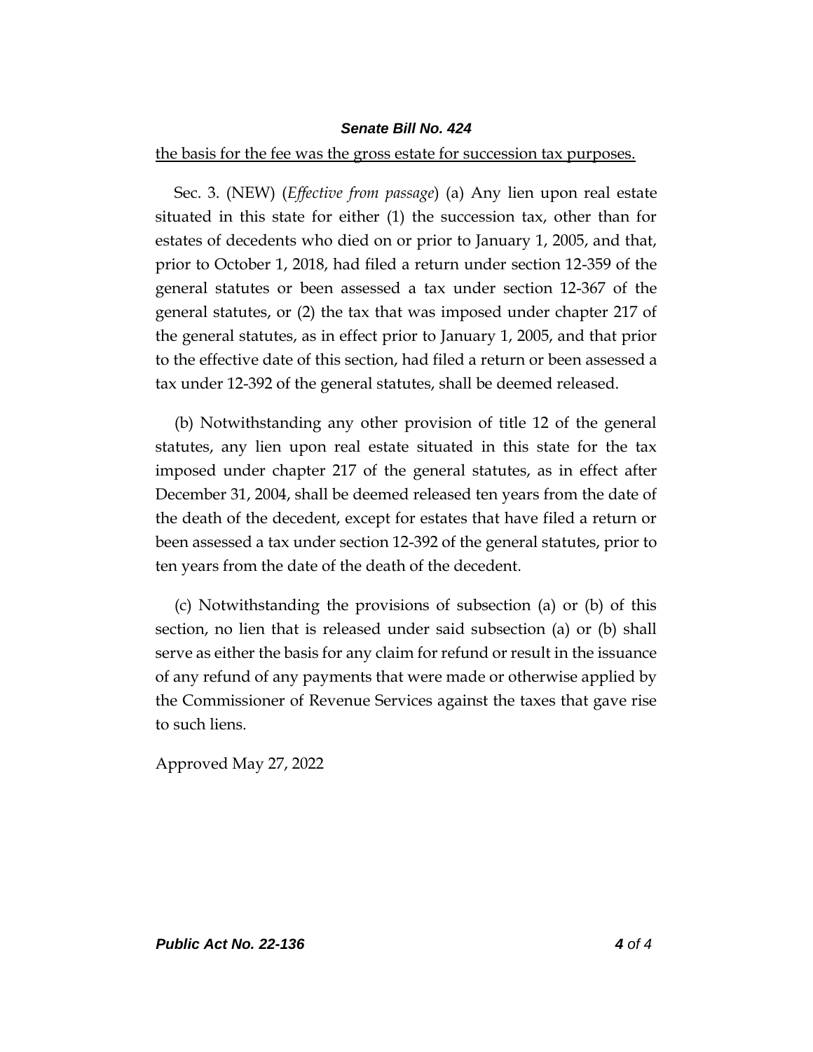the basis for the fee was the gross estate for succession tax purposes.

Sec. 3. (NEW) (*Effective from passage*) (a) Any lien upon real estate situated in this state for either (1) the succession tax, other than for estates of decedents who died on or prior to January 1, 2005, and that, prior to October 1, 2018, had filed a return under section 12-359 of the general statutes or been assessed a tax under section 12-367 of the general statutes, or (2) the tax that was imposed under chapter 217 of the general statutes, as in effect prior to January 1, 2005, and that prior to the effective date of this section, had filed a return or been assessed a tax under 12-392 of the general statutes, shall be deemed released.

(b) Notwithstanding any other provision of title 12 of the general statutes, any lien upon real estate situated in this state for the tax imposed under chapter 217 of the general statutes, as in effect after December 31, 2004, shall be deemed released ten years from the date of the death of the decedent, except for estates that have filed a return or been assessed a tax under section 12-392 of the general statutes, prior to ten years from the date of the death of the decedent.

(c) Notwithstanding the provisions of subsection (a) or (b) of this section, no lien that is released under said subsection (a) or (b) shall serve as either the basis for any claim for refund or result in the issuance of any refund of any payments that were made or otherwise applied by the Commissioner of Revenue Services against the taxes that gave rise to such liens.

Approved May 27, 2022